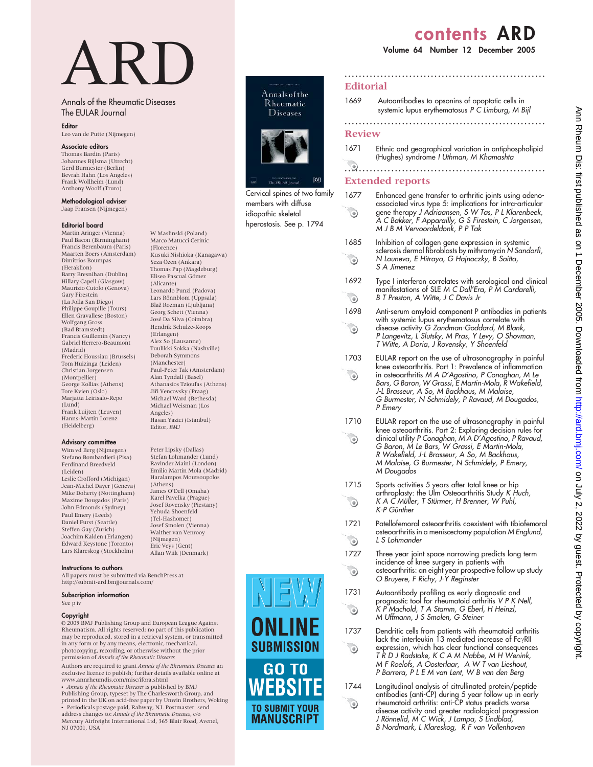# ARD

Annals of the Rheumatic Diseases
The EULAR Journal

**Editor**
Leo van de Putte (Nijmegen)

**Associate editors**
Thomas Bardin (Paris)
Johannes Bijlsma (Utrecht)
Gerd Burmester (Berlin)
Bevrah Hahn (Los Angeles)
Frank Wollheim (Lund)
Anthony Woolf (Truro)

**Methodological adviser**
Jaap Fransen (Nijmegen)

**Editorial board**
Martin Aringer (Vienna)
Paul Bacon (Birmingham)
Francis Berenbaum (Paris)
Maarten Boers (Amsterdam)
Dimitrios Boumpas (Heraklion)
Barry Bresnihan (Dublin)
Hillary Capell (Glasgow)
Maurizio Cutolo (Genova)
Gary Firestein (La Jolla San Diego)
Philippe Goupille (Tours)
Ellen Gravallese (Boston)
Wolfgang Gross (Bad Bramstedt)
Francis Guillemin (Nancy)
Gabriel Herrero-Beaumont (Madrid)
Frederic Houssiau (Brussels)
Tom Huizinga (Leiden)
Christian Jorgensen (Montpellier)
George Kollias (Athens)
Tore Kvien (Oslo)
Marjatta Leirisalo-Repo (Lund)
Frank Luijten (Leuven)
Hanns-Martin Lorenz (Heidelberg)
W Maslinski (Poland)
Marco Matucci Cerinic (Florence)
Kusuki Nishioka (Kanagawa)
Seza Özen (Ankara)
Thomas Pap (Magdeburg)
Eliseo Pascual Gómez (Alicante)
Leonardo Punzi (Padova)
Lars Rönnblom (Uppsala)
Blaž Rozman (Ljubljana)
Georg Schett (Vienna)
José Da Silva (Coimbra)
Hendrik Schulze-Koops (Erlangen)
Alex So (Lausanne)
Tuulikki Sokka (Nashville)
Deborah Symmons (Manchester)
Paul-Peter Tak (Amsterdam)
Alan Tyndall (Basel)
Athanasios Tzioufas (Athens)
Jiři Vencovsky (Praag)
Michael Ward (Bethesda)
Michael Weisman (Los Angeles)
Hasan Yazici (Istanbul)
Editor, *BMJ*

**Advisory committee**
Wim vd Berg (Nijmegen)
Stefano Bombardieri (Pisa)
Ferdinand Breedveld (Leiden)
Leslie Crofford (Michigan)
Jean-Michel Dayer (Geneva)
Mike Doherty (Nottingham)
Maxime Dougados (Paris)
John Edmonds (Sydney)
Paul Emery (Leeds)
Daniel Furst (Seattle)
Steffen Gay (Zurich)
Joachim Kalden (Erlangen)
Edward Keystone (Toronto)
Lars Klareskog (Stockholm)
Peter Lipsky (Dallas)
Stefan Lohmander (Lund)
Ravinder Maini (London)
Emilio Martin Mola (Madrid)
Haralampos Moutsoupolos (Athens)
James O'Dell (Omaha)
Karel Pavelka (Prague)
Josef Rovensky (Piestany)
Yehuda Shoenfeld (Tel-Hashomer)
Josef Smolen (Vienna)
Walther van Venrooy (Nijmegen)
Eric Veys (Gent)
Allan Wiik (Denmark)

**Instructions to authors**
All papers must be submitted via BenchPress at http://submit-ard.bmjjournals.com/

**Subscription information**
See p iv

**Copyright**
© 2005 BMJ Publishing Group and European League Against Rheumatism. All rights reserved; no part of this publication may be reproduced, stored in a retrieval system, or transmitted in any form or by any means, electronic, mechanical, photocopying, recording, or otherwise without the prior permission of *Annals of the Rheumatic Diseases*

Authors are required to grant *Annals of the Rheumatic Diseases* an exclusive licence to publish; further details available online at www.annrheumdis.com/misc/ifora.shtml

• *Annals of the Rheumatic Diseases* is published by BMJ Publishing Group, typeset by The Charlesworth Group, and printed in the UK on acid-free paper by Unwin Brothers, Woking
• Periodicals postage paid, Rahway, NJ. Postmaster: send address changes to: *Annals of the Rheumatic Diseases*, c/o Mercury Airfreight International Ltd, 365 Blair Road, Avenel, NJ 07001, USA

Cervical spines of two family members with diffuse idiopathic skeletal hyperostosis. See p. 1794

NEW ONLINE SUBMISSION
GO TO WEBSITE TO SUBMIT YOUR MANUSCRIPT

# contents ARD

Volume 64 Number 12 December 2005

## Editorial

1669 Autoantibodies to opsonins of apoptotic cells in systemic lupus erythematosus *P C Limburg, M Bijl*

## Review

1671 Ethnic and geographical variation in antiphospholipid (Hughes) syndrome *I Uthman, M Khamashta*

## Extended reports

1677 Enhanced gene transfer to arthritic joints using adeno-associated virus type 5: implications for intra-articular gene therapy *J Adriaansen, S W Tas, P L Klarenbeek, A C Bakker, F Apparailly, G S Firestein, C Jorgensen, M J B M Vervoordeldonk, P P Tak*

1685 Inhibition of collagen gene expression in systemic sclerosis dermal fibroblasts by mithramycin *N Sandorfi, N Louneva, E Hitraya, G Hajnoczky, B Saitta, S A Jimenez*

1692 Type I interferon correlates with serological and clinical manifestations of SLE *M C Dall'Era, P M Cardarelli, B T Preston, A Witte, J C Davis Jr*

1698 Anti-serum amyloid component P antibodies in patients with systemic lupus erythematosus correlate with disease activity *G Zandman-Goddard, M Blank, P Langevitz, L Slutsky, M Pras, Y Levy, O Shovman, T Witte, A Doria, J Rovensky, Y Shoenfeld*

1703 EULAR report on the use of ultrasonography in painful knee osteoarthritis. Part 1: Prevalence of inflammation in osteoarthritis *M A D'Agostino, P Conaghan, M Le Bars, G Baron, W Grassi, E Martin-Mola, R Wakefield, J-L Brasseur, A So, M Backhaus, M Malaise, G Burmester, N Schmidely, P Ravaud, M Dougados, P Emery*

1710 EULAR report on the use of ultrasonography in painful knee osteoarthritis. Part 2: Exploring decision rules for clinical utility *P Conaghan, M A D'Agostino, P Ravaud, G Baron, M Le Bars, W Grassi, E Martin-Mola, R Wakefield, J-L Brasseur, A So, M Backhaus, M Malaise, G Burmester, N Schmidely, P Emery, M Dougados*

1715 Sports activities 5 years after total knee or hip arthroplasty: the Ulm Osteoarthritis Study *K Huch, K A C Müller, T Stürmer, H Brenner, W Puhl, K-P Günther*

1721 Patellofemoral osteoarthritis coexistent with tibiofemoral osteoarthritis in a meniscectomy population *M Englund, L S Lohmander*

1727 Three year joint space narrowing predicts long term incidence of knee surgery in patients with osteoarthritis: an eight year prospective follow up study *O Bruyere, F Richy, J-Y Reginster*

1731 Autoantibody profiling as early diagnostic and prognostic tool for rheumatoid arthritis *V P K Nell, K P Machold, T A Stamm, G Eberl, H Heinzl, M Uffmann, J S Smolen, G Steiner*

1737 Dendritic cells from patients with rheumatoid arthritis lack the interleukin 13 mediated increase of FcγRII expression, which has clear functional consequences *T R D J Radstake, K C A M Nabbe, M H Wenink, M F Roelofs, A Oosterlaar, A W T van Lieshout, P Barrera, P L E M van Lent, W B van den Berg*

1744 Longitudinal analysis of citrullinated protein/peptide antibodies (anti-CP) during 5 year follow up in early rheumatoid arthritis: anti-CP status predicts worse disease activity and greater radiological progression *J Rönnelid, M C Wick, J Lampa, S Lindblad, B Nordmark, L Klareskog, R F van Vollenhoven*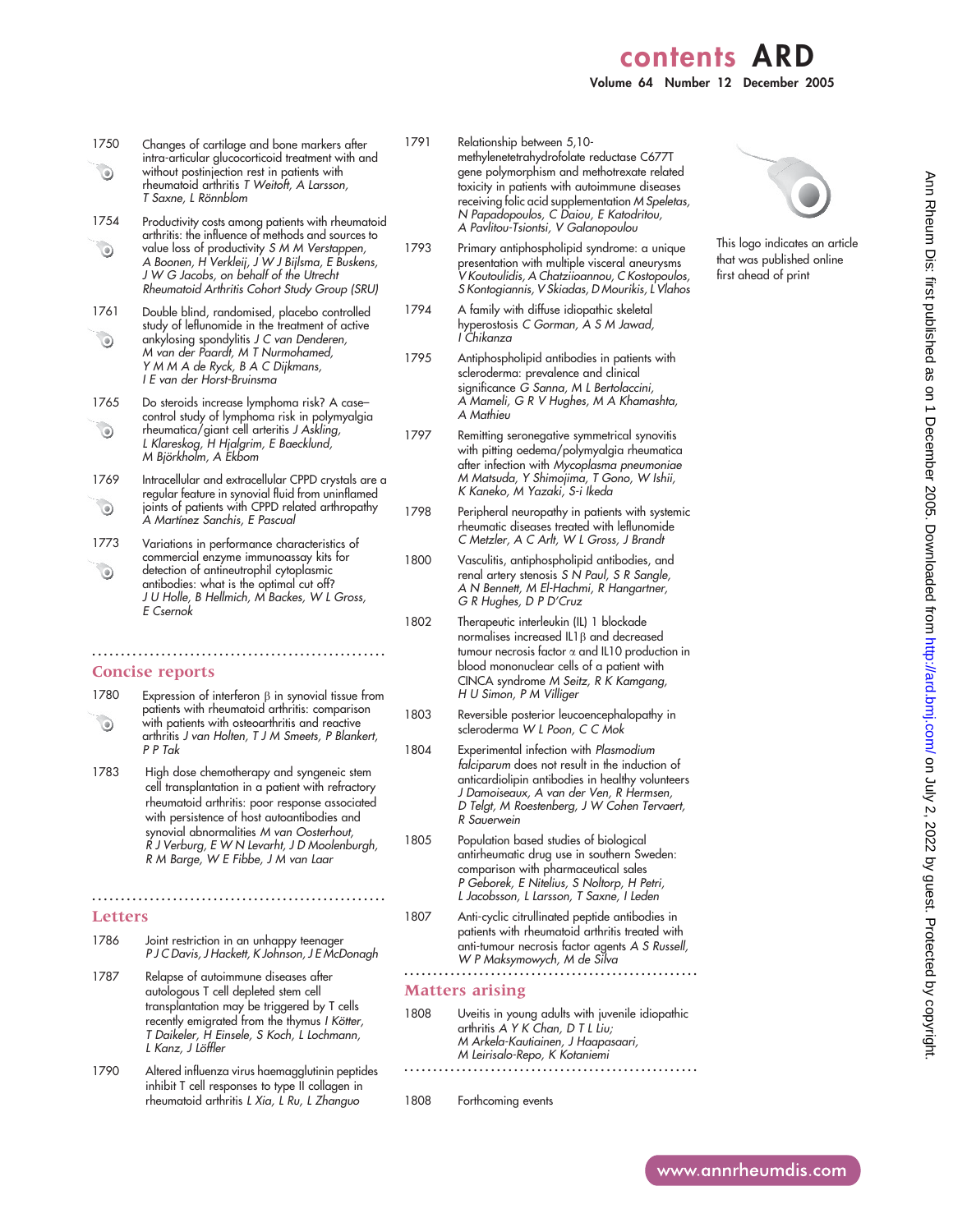# contents ARD

Volume 64 Number 12 December 2005

1750 Changes of cartilage and bone markers after intra-articular glucocorticoid treatment with and without postinjection rest in patients with rheumatoid arthritis *T Weitoft, A Larsson, T Saxne, L Rönnblom*

1754 Productivity costs among patients with rheumatoid arthritis: the influence of methods and sources to value loss of productivity *S M M Verstappen, A Boonen, H Verkleij, J W J Bijlsma, E Buskens, J W G Jacobs, on behalf of the Utrecht Rheumatoid Arthritis Cohort Study Group (SRU)*

1761 Double blind, randomised, placebo controlled study of leflunomide in the treatment of active ankylosing spondylitis *J C van Denderen, M van der Paardt, M T Nurmohamed, Y M M A de Ryck, B A C Dijkmans, I E van der Horst-Bruinsma*

1765 Do steroids increase lymphoma risk? A case–control study of lymphoma risk in polymyalgia rheumatica/giant cell arteritis *J Askling, L Klareskog, H Hjalgrim, E Baecklund, M Björkholm, A Ekbom*

1769 Intracellular and extracellular CPPD crystals are a regular feature in synovial fluid from uninflamed joints of patients with CPPD related arthropathy *A Martínez Sanchis, E Pascual*

1773 Variations in performance characteristics of commercial enzyme immunoassay kits for detection of antineutrophil cytoplasmic antibodies: what is the optimal cut off? *J U Holle, B Hellmich, M Backes, W L Gross, E Csernok*

## Concise reports

1780 Expression of interferon β in synovial tissue from patients with rheumatoid arthritis: comparison with patients with osteoarthritis and reactive arthritis *J van Holten, T J M Smeets, P Blankert, P P Tak*

1783 High dose chemotherapy and syngeneic stem cell transplantation in a patient with refractory rheumatoid arthritis: poor response associated with persistence of host autoantibodies and synovial abnormalities *M van Oosterhout, R J Verburg, E W N Levarht, J D Moolenburgh, R M Barge, W E Fibbe, J M van Laar*

## Letters

1786 Joint restriction in an unhappy teenager *P J C Davis, J Hackett, K Johnson, J E McDonagh*

1787 Relapse of autoimmune diseases after autologous T cell depleted stem cell transplantation may be triggered by T cells recently emigrated from the thymus *I Kötter, T Daikeler, H Einsele, S Koch, L Lochmann, L Kanz, J Löffler*

1790 Altered influenza virus haemagglutinin peptides inhibit T cell responses to type II collagen in rheumatoid arthritis *L Xia, L Ru, L Zhanguo*

1791 Relationship between 5,10-methylenetetrahydrofolate reductase C677T gene polymorphism and methotrexate related toxicity in patients with autoimmune diseases receiving folic acid supplementation *M Speletas, N Papadopoulos, C Daiou, E Katodritou, A Pavlitou-Tsiontsi, V Galanopoulou*

1793 Primary antiphospholipid syndrome: a unique presentation with multiple visceral aneurysms *V Koutoulidis, A Chatziioannou, C Kostopoulos, S Kontogiannis, V Skiadas, D Mourikis, L Vlahos*

1794 A family with diffuse idiopathic skeletal hyperostosis *C Gorman, A S M Jawad, I Chikanza*

1795 Antiphospholipid antibodies in patients with scleroderma: prevalence and clinical significance *G Sanna, M L Bertolaccini, A Mameli, G R V Hughes, M A Khamashta, A Mathieu*

1797 Remitting seronegative symmetrical synovitis with pitting oedema/polymyalgia rheumatica after infection with *Mycoplasma pneumoniae* *M Matsuda, Y Shimojima, T Gono, W Ishii, K Kaneko, M Yazaki, S-i Ikeda*

1798 Peripheral neuropathy in patients with systemic rheumatic diseases treated with leflunomide *C Metzler, A C Arlt, W L Gross, J Brandt*

1800 Vasculitis, antiphospholipid antibodies, and renal artery stenosis *S N Paul, S R Sangle, A N Bennett, M El-Hachmi, R Hangartner, G R Hughes, D P D'Cruz*

1802 Therapeutic interleukin (IL) 1 blockade normalises increased IL1β and decreased tumour necrosis factor α and IL10 production in blood mononuclear cells of a patient with CINCA syndrome *M Seitz, R K Kamgang, H U Simon, P M Villiger*

1803 Reversible posterior leucoencephalopathy in scleroderma *W L Poon, C C Mok*

1804 Experimental infection with *Plasmodium falciparum* does not result in the induction of anticardiolipin antibodies in healthy volunteers *J Damoiseaux, A van der Ven, R Hermsen, D Telgt, M Roestenberg, J W Cohen Tervaert, R Sauerwein*

1805 Population based studies of biological antirheumatic drug use in southern Sweden: comparison with pharmaceutical sales *P Geborek, E Nitelius, S Noltorp, H Petri, L Jacobsson, L Larsson, T Saxne, I Leden*

1807 Anti-cyclic citrullinated peptide antibodies in patients with rheumatoid arthritis treated with anti-tumour necrosis factor agents *A S Russell, W P Maksymowych, M de Silva*

## Matters arising

1808 Uveitis in young adults with juvenile idiopathic arthritis *A Y K Chan, D T L Liu; M Arkela-Kautiainen, J Haapasaari, M Leirisalo-Repo, K Kotaniemi*

1808 Forthcoming events

This logo indicates an article that was published online first ahead of print

Ann Rheum Dis: first published as on 1 December 2005. Downloaded from http://ard.bmj.com/ on July 2, 2022 by guest. Protected by copyright.

www.annrheumdis.com